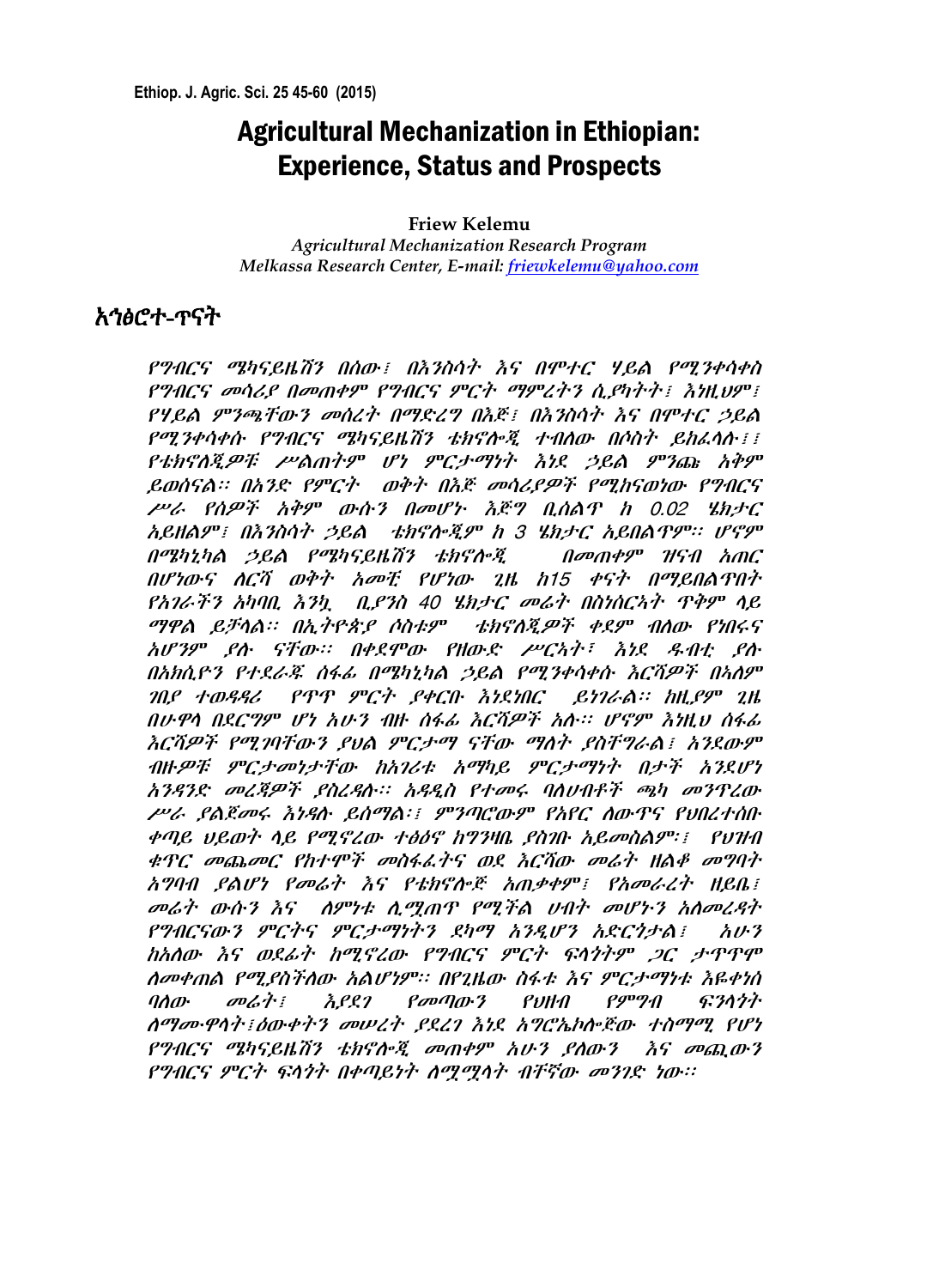# Agricultural Mechanization in Ethiopian: Experience, Status and Prospects

**Friew Kelemu**

*Agricultural Mechanization Research Program*
*Melkassa Research Center, E-mail: friewkelemu@yahoo.com*

## አኅፅሮተ-ጥናት

*የግብርና ሜካናይዜሽን በሰው፣ በእንስሳት እና በሞተር ሃይል የሚንቀሳቀስ የግብርና መሳሪያ በመጠቀም የግብርና ምርት ማምረትን ሲያካትት፣ እነዚህም፣ የሃይል ምንጫቸውን መሰረት በማድረግ በእጅ፣ በእንስሳት እና በሞተር ኃይል የሚንቀሳቀሱ የግብርና ሜካናይዜሽን ቴክኖሎጂ ተብለው በሶስት ይከፈላሉ፡፡ የቴክኖለጂዎቹ ሥልጠትም ሆነ ምርታማነት እነደ ኃይል ምንጩ አቅም ይወሰናል፡፡ በአንድ የምርት ወቅት በእጅ መሳሪያዎች የሚከናወነው የግብርና ሥራ የሰዎች አቅም ውሱን በመሆኑ እጅግ ቢሰልጥ ከ 0.02 ሄክታር አይዘልም፣ በእንስሳት ኃይል ቴክኖሎጂም ከ 3 ሄክታር አይበልጥም፡፡ ሆኖም በሜካኒካል ኃይል የሜካናይዜሽን ቴክኖሎጂ በመጠቀም ዝናብ አጠር በሆነውና ለርሻ ወቅት አመቺ የሆነው ጊዜ ከ15 ቀናት በማይበልጥበት የአገራችን አካባቢ እንኳ ቢያንስ 40 ሄክታር መሬት በስነስርኣት ጥቅም ላይ ማዋል ይቻላል፡፡ በኢትዮጵያ ሶስቱም ቴክኖለጂዎች ቀደም ብለው የነበሩና አሆንም ያሉ ናቸው፡፡ በቀደሞው የዘውድ ሥርኣት፣ እነደ ዱብቲ ያሉ በአክሲዮን የተደራጁ ሰፋፊ በሜካኒካል ኃይል የሚንቀሳቀሱ እርሻዎች በኣለም ገበያ ተወዳዳሪ የጥጥ ምርት ያቀርቡ እነደነበር ይነገራል፡፡ ከዚያም ጊዜ በሁዋላ በደርግም ሆነ አሁን ብዙ ሰፋፊ እርሻዎች አሉ፡፡ ሆኖም እነዚህ ሰፋፊ እርሻዎች የሚገባቸውን ያህል ምርታማ ናቸው ማለት ያስቸግራል፣ እንደውም ብዙዎቹ ምርታመነታቸው ከአገሪቱ አማካይ ምርታማነት በታች እንደሆነ አንዳንድ መረጃዎች ያስረዳሉ፡፡ አዳዲስ የተመሩ ባለሀብቶች ጫካ መንጥረው ሥራ ያልጀመሩ እነዳሉ ይሰማል፣፣ ምንጣሮውም የአየር ለውጥና የህበረተሰቡ ቀጣይ ህይወት ላይ የሚኖረው ተፅዕኖ ከግንዛቤ ያስገቡ አይመስልም፡፣ የህዝብ ቁጥር መጨመር የከተሞች መስፋፊትና ወደ እርሻው መሬት ዘልቆ መግባት አግባብ ያልሆነ የመሬት እና የቴክኖሎጅ አጠቃቀም፣ የአመራረት ዘይቤ፣ መሬት ውሱን እና ለምነቱ ሊሟጠጥ የሚችል ሀብት መሆኑን አለመረዳት የግብርናውን ምርትና ምርታማነትን ደካማ እንዲሆን አድርጎታል፣ አሁን ከአለው እና ወደፊት ከሚኖረው የግብርና ምርት ፍላጎትም ጋር ታጥጥሞ ለመቀጠል የሚያስችለው አልሆነም፡፡ በየጊዜው ሰፋቱ እና ምርታማነቱ እዬቀነሰ ባለው መሬት፣ እያደገ የመጣውን የህዘብ የምግብ ፍንላጎት ለማሙዋላት፣ዕውቀትን መሠረት ያደረገ እነደ አግሮኤኮሎጅው ተስማሚ የሆነ የግብርና ሜካናይዜሽን ቴክኖሎጂ መጠቀም አሁን ያለውን እና መጪውን የግብርና ምርት ፍላጎት በቀጣይነት ለሚሟላት ብቸኛው መንገድ ነው፡፡*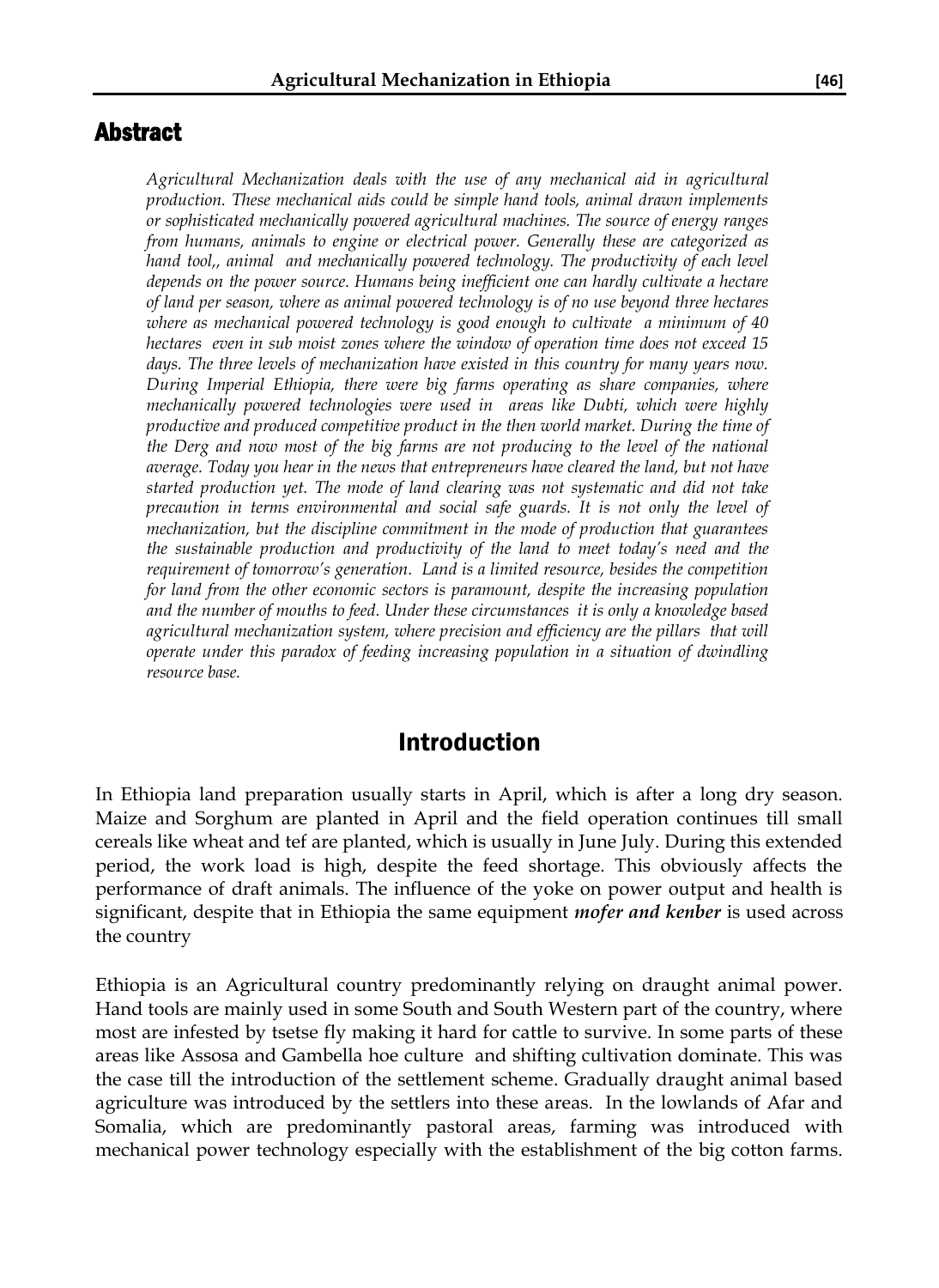## Abstract

*Agricultural Mechanization deals with the use of any mechanical aid in agricultural production. These mechanical aids could be simple hand tools, animal drawn implements or sophisticated mechanically powered agricultural machines. The source of energy ranges from humans, animals to engine or electrical power. Generally these are categorized as hand tool,, animal and mechanically powered technology. The productivity of each level depends on the power source. Humans being inefficient one can hardly cultivate a hectare of land per season, where as animal powered technology is of no use beyond three hectares where as mechanical powered technology is good enough to cultivate a minimum of 40 hectares even in sub moist zones where the window of operation time does not exceed 15 days. The three levels of mechanization have existed in this country for many years now. During Imperial Ethiopia, there were big farms operating as share companies, where mechanically powered technologies were used in areas like Dubti, which were highly productive and produced competitive product in the then world market. During the time of the Derg and now most of the big farms are not producing to the level of the national average. Today you hear in the news that entrepreneurs have cleared the land, but not have started production yet. The mode of land clearing was not systematic and did not take precaution in terms environmental and social safe guards. It is not only the level of mechanization, but the discipline commitment in the mode of production that guarantees the sustainable production and productivity of the land to meet today's need and the requirement of tomorrow's generation. Land is a limited resource, besides the competition for land from the other economic sectors is paramount, despite the increasing population and the number of mouths to feed. Under these circumstances it is only a knowledge based agricultural mechanization system, where precision and efficiency are the pillars that will operate under this paradox of feeding increasing population in a situation of dwindling resource base.*

## Introduction

In Ethiopia land preparation usually starts in April, which is after a long dry season. Maize and Sorghum are planted in April and the field operation continues till small cereals like wheat and tef are planted, which is usually in June July. During this extended period, the work load is high, despite the feed shortage. This obviously affects the performance of draft animals. The influence of the yoke on power output and health is significant, despite that in Ethiopia the same equipment ***mofer and kenber*** is used across the country

Ethiopia is an Agricultural country predominantly relying on draught animal power. Hand tools are mainly used in some South and South Western part of the country, where most are infested by tsetse fly making it hard for cattle to survive. In some parts of these areas like Assosa and Gambella hoe culture and shifting cultivation dominate. This was the case till the introduction of the settlement scheme. Gradually draught animal based agriculture was introduced by the settlers into these areas. In the lowlands of Afar and Somalia, which are predominantly pastoral areas, farming was introduced with mechanical power technology especially with the establishment of the big cotton farms.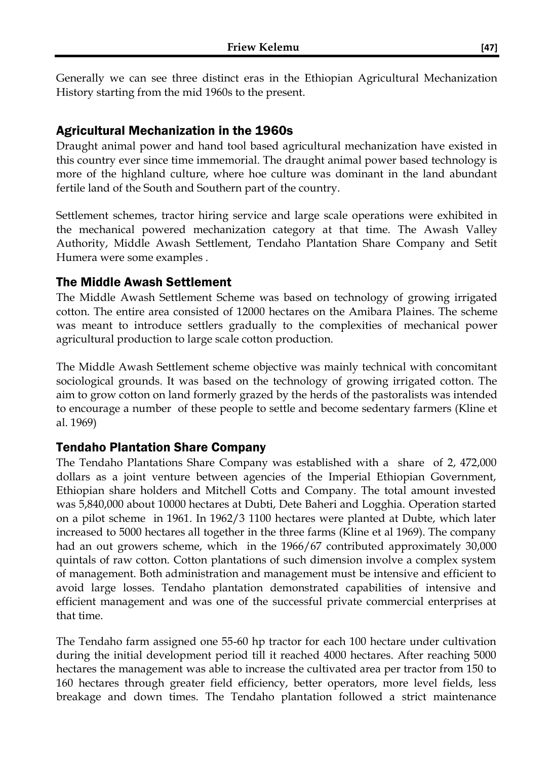Generally we can see three distinct eras in the Ethiopian Agricultural Mechanization History starting from the mid 1960s to the present.

## Agricultural Mechanization in the 1960s

Draught animal power and hand tool based agricultural mechanization have existed in this country ever since time immemorial. The draught animal power based technology is more of the highland culture, where hoe culture was dominant in the land abundant fertile land of the South and Southern part of the country.

Settlement schemes, tractor hiring service and large scale operations were exhibited in the mechanical powered mechanization category at that time. The Awash Valley Authority, Middle Awash Settlement, Tendaho Plantation Share Company and Setit Humera were some examples .

## The Middle Awash Settlement

The Middle Awash Settlement Scheme was based on technology of growing irrigated cotton. The entire area consisted of 12000 hectares on the Amibara Plaines. The scheme was meant to introduce settlers gradually to the complexities of mechanical power agricultural production to large scale cotton production.

The Middle Awash Settlement scheme objective was mainly technical with concomitant sociological grounds. It was based on the technology of growing irrigated cotton. The aim to grow cotton on land formerly grazed by the herds of the pastoralists was intended to encourage a number of these people to settle and become sedentary farmers (Kline et al. 1969)

## Tendaho Plantation Share Company

The Tendaho Plantations Share Company was established with a share of 2, 472,000 dollars as a joint venture between agencies of the Imperial Ethiopian Government, Ethiopian share holders and Mitchell Cotts and Company. The total amount invested was 5,840,000 about 10000 hectares at Dubti, Dete Baheri and Logghia. Operation started on a pilot scheme in 1961. In 1962/3 1100 hectares were planted at Dubte, which later increased to 5000 hectares all together in the three farms (Kline et al 1969). The company had an out growers scheme, which in the 1966/67 contributed approximately 30,000 quintals of raw cotton. Cotton plantations of such dimension involve a complex system of management. Both administration and management must be intensive and efficient to avoid large losses. Tendaho plantation demonstrated capabilities of intensive and efficient management and was one of the successful private commercial enterprises at that time.

The Tendaho farm assigned one 55-60 hp tractor for each 100 hectare under cultivation during the initial development period till it reached 4000 hectares. After reaching 5000 hectares the management was able to increase the cultivated area per tractor from 150 to 160 hectares through greater field efficiency, better operators, more level fields, less breakage and down times. The Tendaho plantation followed a strict maintenance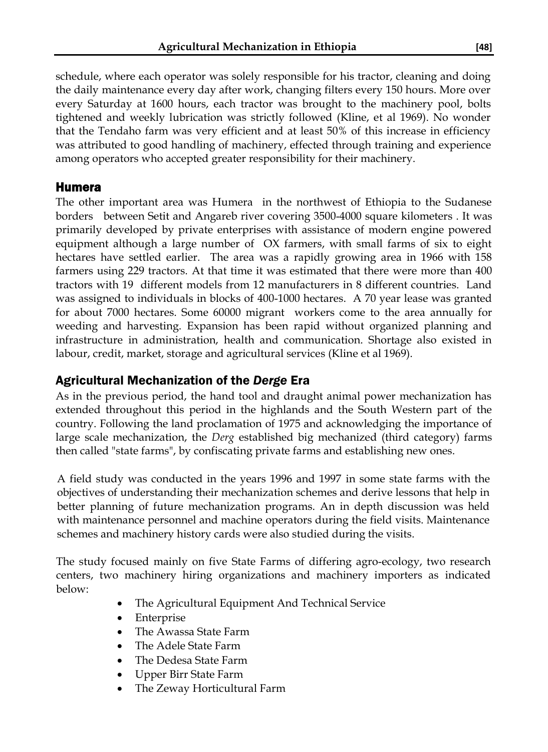schedule, where each operator was solely responsible for his tractor, cleaning and doing the daily maintenance every day after work, changing filters every 150 hours. More over every Saturday at 1600 hours, each tractor was brought to the machinery pool, bolts tightened and weekly lubrication was strictly followed (Kline, et al 1969). No wonder that the Tendaho farm was very efficient and at least 50% of this increase in efficiency was attributed to good handling of machinery, effected through training and experience among operators who accepted greater responsibility for their machinery.

## Humera

The other important area was Humera in the northwest of Ethiopia to the Sudanese borders between Setit and Angareb river covering 3500-4000 square kilometers . It was primarily developed by private enterprises with assistance of modern engine powered equipment although a large number of OX farmers, with small farms of six to eight hectares have settled earlier. The area was a rapidly growing area in 1966 with 158 farmers using 229 tractors. At that time it was estimated that there were more than 400 tractors with 19 different models from 12 manufacturers in 8 different countries. Land was assigned to individuals in blocks of 400-1000 hectares. A 70 year lease was granted for about 7000 hectares. Some 60000 migrant workers come to the area annually for weeding and harvesting. Expansion has been rapid without organized planning and infrastructure in administration, health and communication. Shortage also existed in labour, credit, market, storage and agricultural services (Kline et al 1969).

## Agricultural Mechanization of the *Derge* Era

As in the previous period, the hand tool and draught animal power mechanization has extended throughout this period in the highlands and the South Western part of the country. Following the land proclamation of 1975 and acknowledging the importance of large scale mechanization, the *Derg* established big mechanized (third category) farms then called "state farms", by confiscating private farms and establishing new ones.

A field study was conducted in the years 1996 and 1997 in some state farms with the objectives of understanding their mechanization schemes and derive lessons that help in better planning of future mechanization programs. An in depth discussion was held with maintenance personnel and machine operators during the field visits. Maintenance schemes and machinery history cards were also studied during the visits.

The study focused mainly on five State Farms of differing agro-ecology, two research centers, two machinery hiring organizations and machinery importers as indicated below:

- The Agricultural Equipment And Technical Service
- Enterprise
- The Awassa State Farm
- The Adele State Farm
- The Dedesa State Farm
- Upper Birr State Farm
- The Zeway Horticultural Farm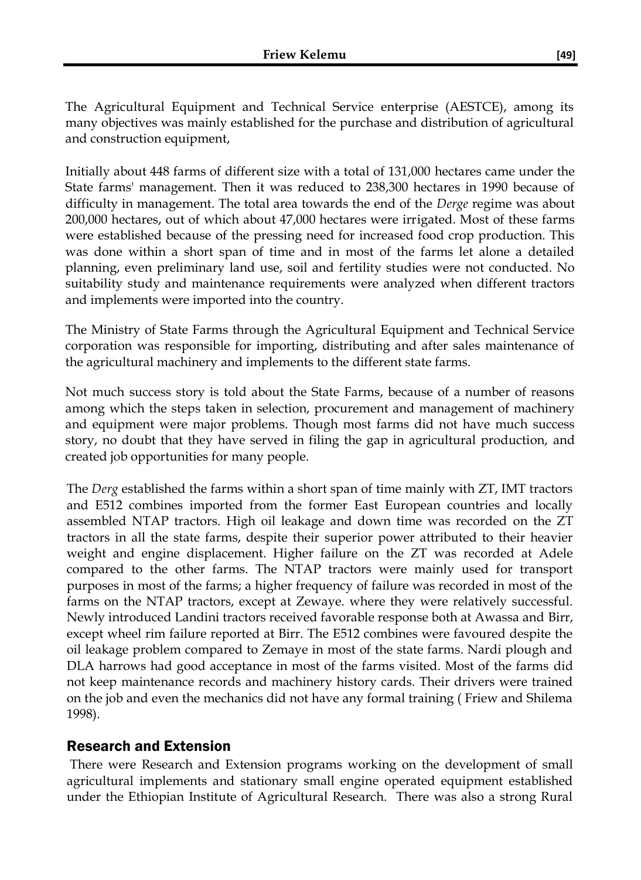The Agricultural Equipment and Technical Service enterprise (AESTCE), among its many objectives was mainly established for the purchase and distribution of agricultural and construction equipment,

Initially about 448 farms of different size with a total of 131,000 hectares came under the State farms' management. Then it was reduced to 238,300 hectares in 1990 because of difficulty in management. The total area towards the end of the *Derge* regime was about 200,000 hectares, out of which about 47,000 hectares were irrigated. Most of these farms were established because of the pressing need for increased food crop production. This was done within a short span of time and in most of the farms let alone a detailed planning, even preliminary land use, soil and fertility studies were not conducted. No suitability study and maintenance requirements were analyzed when different tractors and implements were imported into the country.

The Ministry of State Farms through the Agricultural Equipment and Technical Service corporation was responsible for importing, distributing and after sales maintenance of the agricultural machinery and implements to the different state farms.

Not much success story is told about the State Farms, because of a number of reasons among which the steps taken in selection, procurement and management of machinery and equipment were major problems. Though most farms did not have much success story, no doubt that they have served in filing the gap in agricultural production, and created job opportunities for many people.

The *Derg* established the farms within a short span of time mainly with ZT, IMT tractors and E512 combines imported from the former East European countries and locally assembled NTAP tractors. High oil leakage and down time was recorded on the ZT tractors in all the state farms, despite their superior power attributed to their heavier weight and engine displacement. Higher failure on the ZT was recorded at Adele compared to the other farms. The NTAP tractors were mainly used for transport purposes in most of the farms; a higher frequency of failure was recorded in most of the farms on the NTAP tractors, except at Zewaye. where they were relatively successful. Newly introduced Landini tractors received favorable response both at Awassa and Birr, except wheel rim failure reported at Birr. The E512 combines were favoured despite the oil leakage problem compared to Zemaye in most of the state farms. Nardi plough and DLA harrows had good acceptance in most of the farms visited. Most of the farms did not keep maintenance records and machinery history cards. Their drivers were trained on the job and even the mechanics did not have any formal training ( Friew and Shilema 1998).

## Research and Extension

There were Research and Extension programs working on the development of small agricultural implements and stationary small engine operated equipment established under the Ethiopian Institute of Agricultural Research. There was also a strong Rural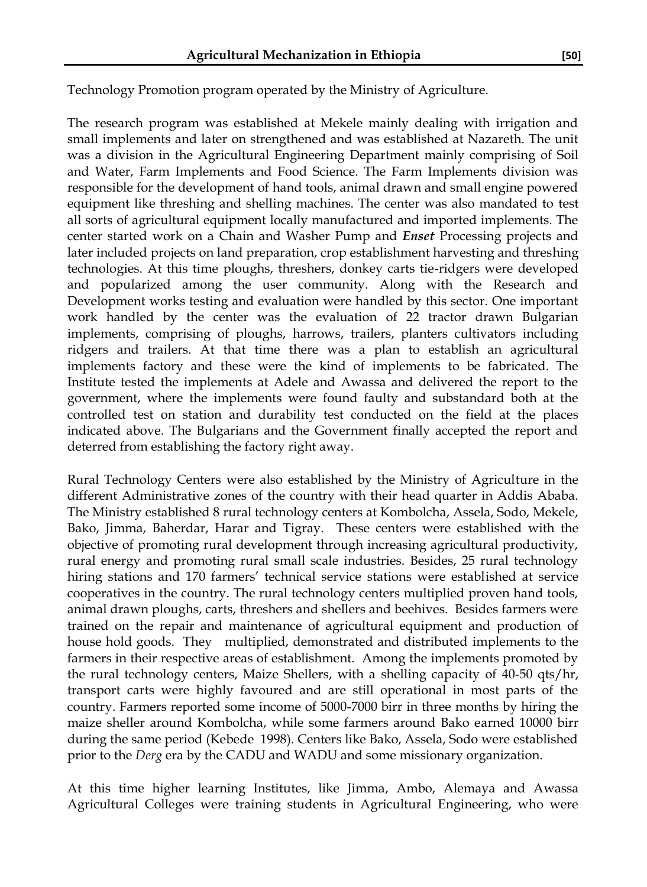Technology Promotion program operated by the Ministry of Agriculture.

The research program was established at Mekele mainly dealing with irrigation and small implements and later on strengthened and was established at Nazareth. The unit was a division in the Agricultural Engineering Department mainly comprising of Soil and Water, Farm Implements and Food Science. The Farm Implements division was responsible for the development of hand tools, animal drawn and small engine powered equipment like threshing and shelling machines. The center was also mandated to test all sorts of agricultural equipment locally manufactured and imported implements. The center started work on a Chain and Washer Pump and ***Enset*** Processing projects and later included projects on land preparation, crop establishment harvesting and threshing technologies. At this time ploughs, threshers, donkey carts tie-ridgers were developed and popularized among the user community. Along with the Research and Development works testing and evaluation were handled by this sector. One important work handled by the center was the evaluation of 22 tractor drawn Bulgarian implements, comprising of ploughs, harrows, trailers, planters cultivators including ridgers and trailers. At that time there was a plan to establish an agricultural implements factory and these were the kind of implements to be fabricated. The Institute tested the implements at Adele and Awassa and delivered the report to the government, where the implements were found faulty and substandard both at the controlled test on station and durability test conducted on the field at the places indicated above. The Bulgarians and the Government finally accepted the report and deterred from establishing the factory right away.

Rural Technology Centers were also established by the Ministry of Agriculture in the different Administrative zones of the country with their head quarter in Addis Ababa. The Ministry established 8 rural technology centers at Kombolcha, Assela, Sodo, Mekele, Bako, Jimma, Baherdar, Harar and Tigray. These centers were established with the objective of promoting rural development through increasing agricultural productivity, rural energy and promoting rural small scale industries. Besides, 25 rural technology hiring stations and 170 farmers' technical service stations were established at service cooperatives in the country. The rural technology centers multiplied proven hand tools, animal drawn ploughs, carts, threshers and shellers and beehives. Besides farmers were trained on the repair and maintenance of agricultural equipment and production of house hold goods. They multiplied, demonstrated and distributed implements to the farmers in their respective areas of establishment. Among the implements promoted by the rural technology centers, Maize Shellers, with a shelling capacity of 40-50 qts/hr, transport carts were highly favoured and are still operational in most parts of the country. Farmers reported some income of 5000-7000 birr in three months by hiring the maize sheller around Kombolcha, while some farmers around Bako earned 10000 birr during the same period (Kebede 1998). Centers like Bako, Assela, Sodo were established prior to the *Derg* era by the CADU and WADU and some missionary organization.

At this time higher learning Institutes, like Jimma, Ambo, Alemaya and Awassa Agricultural Colleges were training students in Agricultural Engineering, who were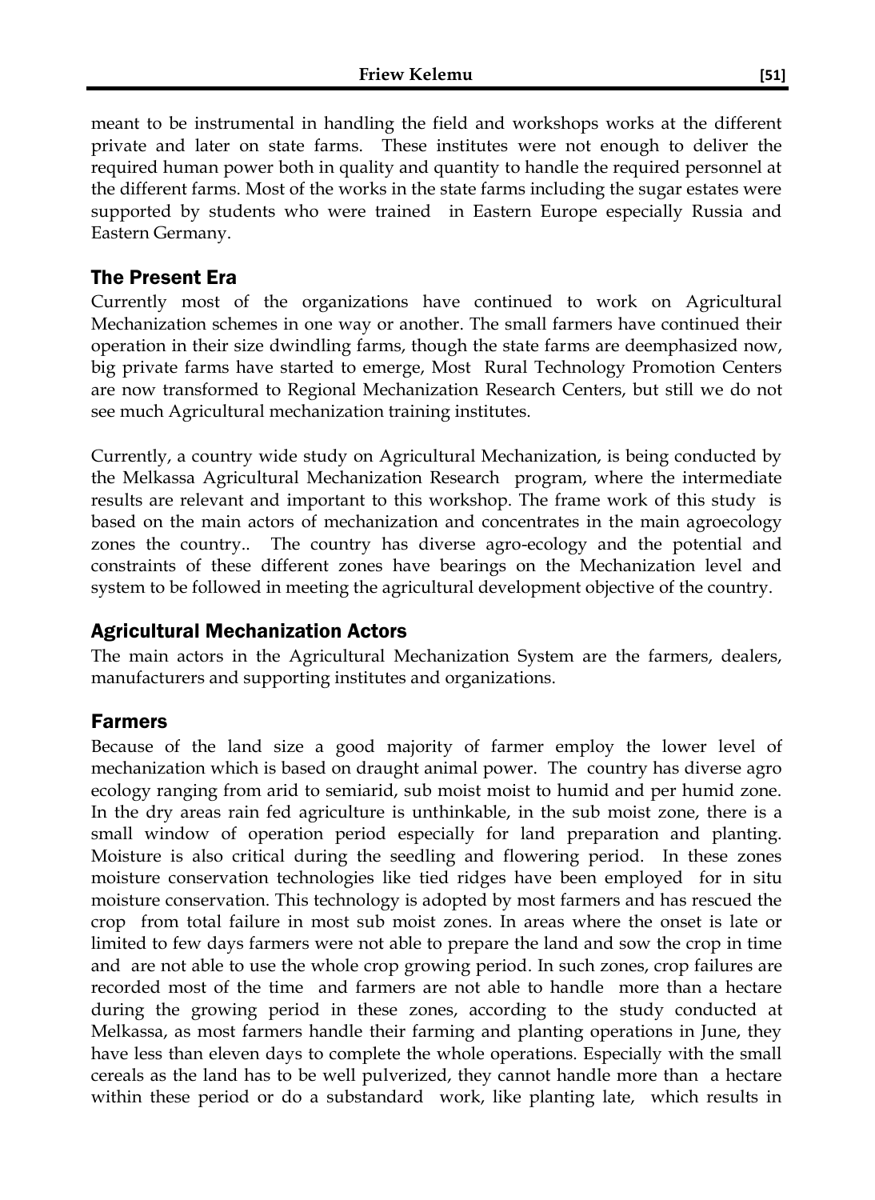meant to be instrumental in handling the field and workshops works at the different private and later on state farms. These institutes were not enough to deliver the required human power both in quality and quantity to handle the required personnel at the different farms. Most of the works in the state farms including the sugar estates were supported by students who were trained in Eastern Europe especially Russia and Eastern Germany.

## The Present Era

Currently most of the organizations have continued to work on Agricultural Mechanization schemes in one way or another. The small farmers have continued their operation in their size dwindling farms, though the state farms are deemphasized now, big private farms have started to emerge, Most Rural Technology Promotion Centers are now transformed to Regional Mechanization Research Centers, but still we do not see much Agricultural mechanization training institutes.

Currently, a country wide study on Agricultural Mechanization, is being conducted by the Melkassa Agricultural Mechanization Research program, where the intermediate results are relevant and important to this workshop. The frame work of this study is based on the main actors of mechanization and concentrates in the main agroecology zones the country.. The country has diverse agro-ecology and the potential and constraints of these different zones have bearings on the Mechanization level and system to be followed in meeting the agricultural development objective of the country.

## Agricultural Mechanization Actors

The main actors in the Agricultural Mechanization System are the farmers, dealers, manufacturers and supporting institutes and organizations.

## Farmers

Because of the land size a good majority of farmer employ the lower level of mechanization which is based on draught animal power. The country has diverse agro ecology ranging from arid to semiarid, sub moist moist to humid and per humid zone. In the dry areas rain fed agriculture is unthinkable, in the sub moist zone, there is a small window of operation period especially for land preparation and planting. Moisture is also critical during the seedling and flowering period. In these zones moisture conservation technologies like tied ridges have been employed for in situ moisture conservation. This technology is adopted by most farmers and has rescued the crop from total failure in most sub moist zones. In areas where the onset is late or limited to few days farmers were not able to prepare the land and sow the crop in time and are not able to use the whole crop growing period. In such zones, crop failures are recorded most of the time and farmers are not able to handle more than a hectare during the growing period in these zones, according to the study conducted at Melkassa, as most farmers handle their farming and planting operations in June, they have less than eleven days to complete the whole operations. Especially with the small cereals as the land has to be well pulverized, they cannot handle more than a hectare within these period or do a substandard work, like planting late, which results in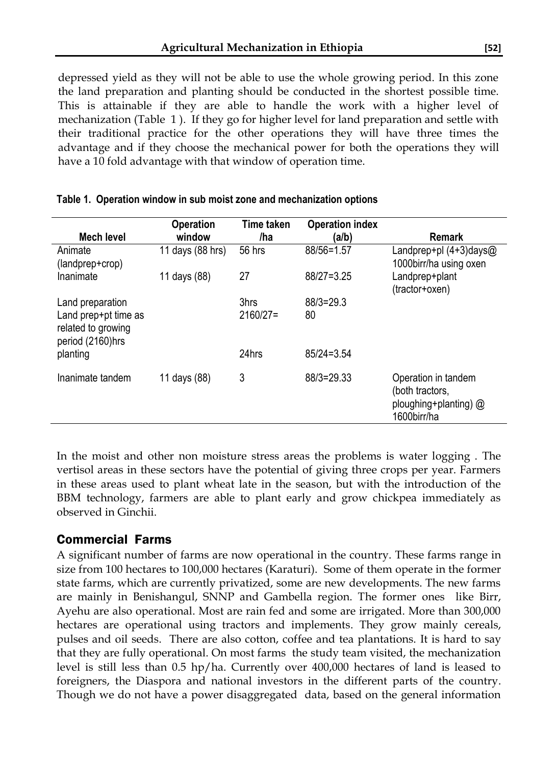depressed yield as they will not be able to use the whole growing period. In this zone the land preparation and planting should be conducted in the shortest possible time. This is attainable if they are able to handle the work with a higher level of mechanization (Table 1 ). If they go for higher level for land preparation and settle with their traditional practice for the other operations they will have three times the advantage and if they choose the mechanical power for both the operations they will have a 10 fold advantage with that window of operation time.

**Table 1. Operation window in sub moist zone and mechanization options**

| Mech level | Operation window | Time taken /ha | Operation index (a/b) | Remark |
|---|---|---|---|---|
| Animate (landprep+crop) | 11 days (88 hrs) | 56 hrs | 88/56=1.57 | Landprep+pl (4+3)days@ 1000birr/ha using oxen |
| Inanimate | 11 days (88) | 27 | 88/27=3.25 | Landprep+plant (tractor+oxen) |
| Land preparation | | 3hrs | 88/3=29.3 | |
| Land prep+pt time as related to growing period (2160)hrs | | 2160/27= | 80 | |
| planting | | 24hrs | 85/24=3.54 | |
| Inanimate tandem | 11 days (88) | 3 | 88/3=29.33 | Operation in tandem (both tractors, ploughing+planting) @ 1600birr/ha |

In the moist and other non moisture stress areas the problems is water logging . The vertisol areas in these sectors have the potential of giving three crops per year. Farmers in these areas used to plant wheat late in the season, but with the introduction of the BBM technology, farmers are able to plant early and grow chickpea immediately as observed in Ginchii.

## Commercial Farms

A significant number of farms are now operational in the country. These farms range in size from 100 hectares to 100,000 hectares (Karaturi). Some of them operate in the former state farms, which are currently privatized, some are new developments. The new farms are mainly in Benishangul, SNNP and Gambella region. The former ones like Birr, Ayehu are also operational. Most are rain fed and some are irrigated. More than 300,000 hectares are operational using tractors and implements. They grow mainly cereals, pulses and oil seeds. There are also cotton, coffee and tea plantations. It is hard to say that they are fully operational. On most farms the study team visited, the mechanization level is still less than 0.5 hp/ha. Currently over 400,000 hectares of land is leased to foreigners, the Diaspora and national investors in the different parts of the country. Though we do not have a power disaggregated data, based on the general information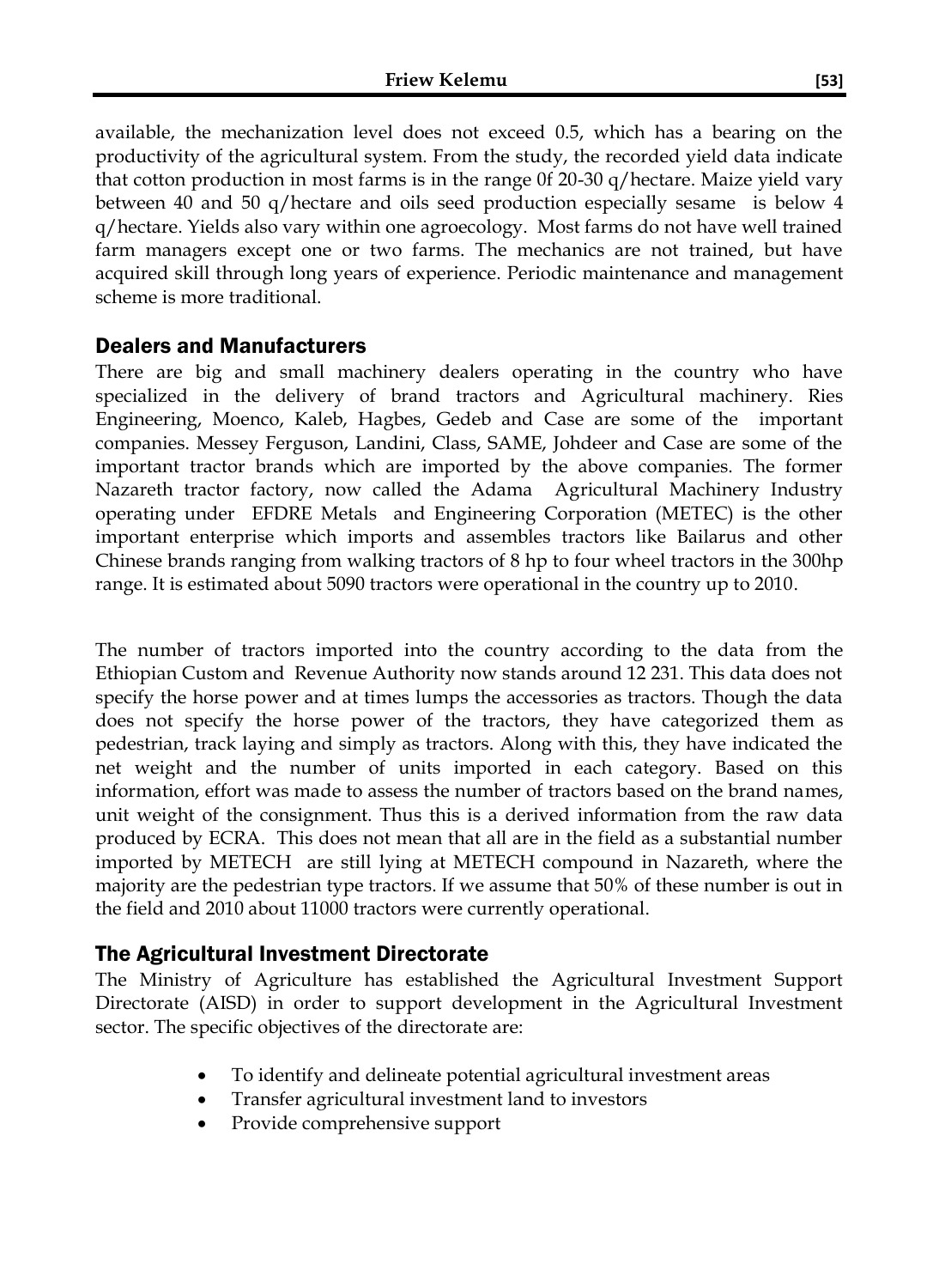available, the mechanization level does not exceed 0.5, which has a bearing on the productivity of the agricultural system. From the study, the recorded yield data indicate that cotton production in most farms is in the range 0f 20-30 q/hectare. Maize yield vary between 40 and 50 q/hectare and oils seed production especially sesame is below 4 q/hectare. Yields also vary within one agroecology. Most farms do not have well trained farm managers except one or two farms. The mechanics are not trained, but have acquired skill through long years of experience. Periodic maintenance and management scheme is more traditional.

## Dealers and Manufacturers

There are big and small machinery dealers operating in the country who have specialized in the delivery of brand tractors and Agricultural machinery. Ries Engineering, Moenco, Kaleb, Hagbes, Gedeb and Case are some of the important companies. Messey Ferguson, Landini, Class, SAME, Johdeer and Case are some of the important tractor brands which are imported by the above companies. The former Nazareth tractor factory, now called the Adama Agricultural Machinery Industry operating under EFDRE Metals and Engineering Corporation (METEC) is the other important enterprise which imports and assembles tractors like Bailarus and other Chinese brands ranging from walking tractors of 8 hp to four wheel tractors in the 300hp range. It is estimated about 5090 tractors were operational in the country up to 2010.

The number of tractors imported into the country according to the data from the Ethiopian Custom and Revenue Authority now stands around 12 231. This data does not specify the horse power and at times lumps the accessories as tractors. Though the data does not specify the horse power of the tractors, they have categorized them as pedestrian, track laying and simply as tractors. Along with this, they have indicated the net weight and the number of units imported in each category. Based on this information, effort was made to assess the number of tractors based on the brand names, unit weight of the consignment. Thus this is a derived information from the raw data produced by ECRA. This does not mean that all are in the field as a substantial number imported by METECH are still lying at METECH compound in Nazareth, where the majority are the pedestrian type tractors. If we assume that 50% of these number is out in the field and 2010 about 11000 tractors were currently operational.

## The Agricultural Investment Directorate

The Ministry of Agriculture has established the Agricultural Investment Support Directorate (AISD) in order to support development in the Agricultural Investment sector. The specific objectives of the directorate are:

- To identify and delineate potential agricultural investment areas
- Transfer agricultural investment land to investors
- Provide comprehensive support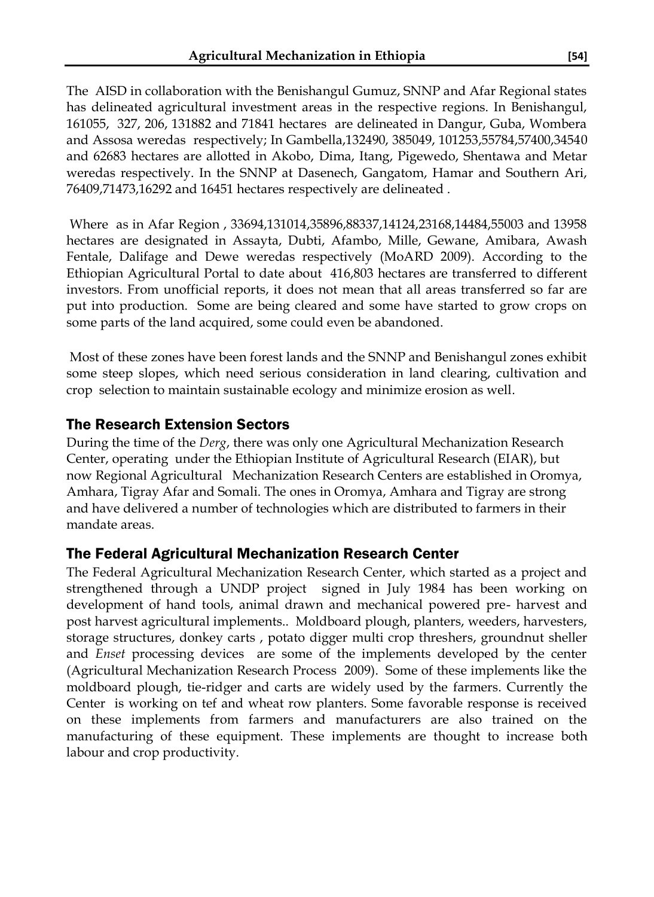The AISD in collaboration with the Benishangul Gumuz, SNNP and Afar Regional states has delineated agricultural investment areas in the respective regions. In Benishangul, 161055, 327, 206, 131882 and 71841 hectares are delineated in Dangur, Guba, Wombera and Assosa weredas respectively; In Gambella,132490, 385049, 101253,55784,57400,34540 and 62683 hectares are allotted in Akobo, Dima, Itang, Pigewedo, Shentawa and Metar weredas respectively. In the SNNP at Dasenech, Gangatom, Hamar and Southern Ari, 76409,71473,16292 and 16451 hectares respectively are delineated .

Where as in Afar Region , 33694,131014,35896,88337,14124,23168,14484,55003 and 13958 hectares are designated in Assayta, Dubti, Afambo, Mille, Gewane, Amibara, Awash Fentale, Dalifage and Dewe weredas respectively (MoARD 2009). According to the Ethiopian Agricultural Portal to date about 416,803 hectares are transferred to different investors. From unofficial reports, it does not mean that all areas transferred so far are put into production. Some are being cleared and some have started to grow crops on some parts of the land acquired, some could even be abandoned.

Most of these zones have been forest lands and the SNNP and Benishangul zones exhibit some steep slopes, which need serious consideration in land clearing, cultivation and crop selection to maintain sustainable ecology and minimize erosion as well.

## The Research Extension Sectors

During the time of the *Derg*, there was only one Agricultural Mechanization Research Center, operating under the Ethiopian Institute of Agricultural Research (EIAR), but now Regional Agricultural Mechanization Research Centers are established in Oromya, Amhara, Tigray Afar and Somali. The ones in Oromya, Amhara and Tigray are strong and have delivered a number of technologies which are distributed to farmers in their mandate areas.

## The Federal Agricultural Mechanization Research Center

The Federal Agricultural Mechanization Research Center, which started as a project and strengthened through a UNDP project signed in July 1984 has been working on development of hand tools, animal drawn and mechanical powered pre- harvest and post harvest agricultural implements.. Moldboard plough, planters, weeders, harvesters, storage structures, donkey carts , potato digger multi crop threshers, groundnut sheller and *Enset* processing devices are some of the implements developed by the center (Agricultural Mechanization Research Process 2009). Some of these implements like the moldboard plough, tie-ridger and carts are widely used by the farmers. Currently the Center is working on tef and wheat row planters. Some favorable response is received on these implements from farmers and manufacturers are also trained on the manufacturing of these equipment. These implements are thought to increase both labour and crop productivity.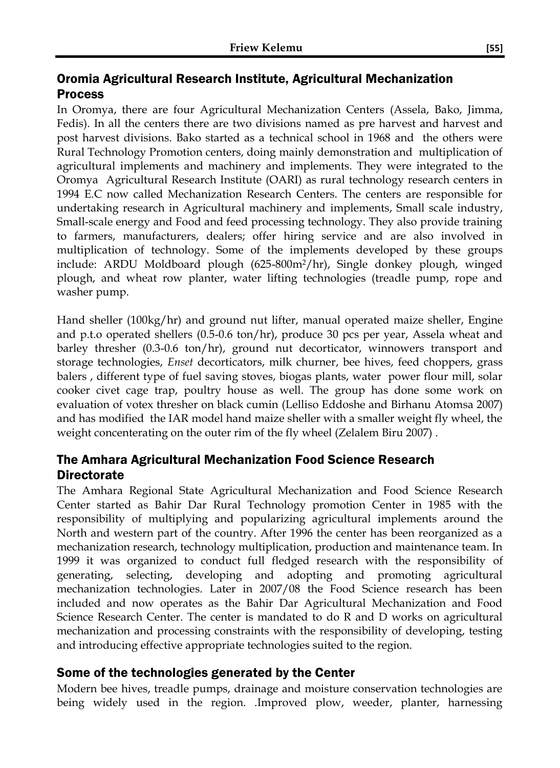## Oromia Agricultural Research Institute, Agricultural Mechanization Process

In Oromya, there are four Agricultural Mechanization Centers (Assela, Bako, Jimma, Fedis). In all the centers there are two divisions named as pre harvest and harvest and post harvest divisions. Bako started as a technical school in 1968 and the others were Rural Technology Promotion centers, doing mainly demonstration and multiplication of agricultural implements and machinery and implements. They were integrated to the Oromya Agricultural Research Institute (OARI) as rural technology research centers in 1994 E.C now called Mechanization Research Centers. The centers are responsible for undertaking research in Agricultural machinery and implements, Small scale industry, Small-scale energy and Food and feed processing technology. They also provide training to farmers, manufacturers, dealers; offer hiring service and are also involved in multiplication of technology. Some of the implements developed by these groups include: ARDU Moldboard plough (625-800m$^2$/hr), Single donkey plough, winged plough, and wheat row planter, water lifting technologies (treadle pump, rope and washer pump.

Hand sheller (100kg/hr) and ground nut lifter, manual operated maize sheller, Engine and p.t.o operated shellers (0.5-0.6 ton/hr), produce 30 pcs per year, Assela wheat and barley thresher (0.3-0.6 ton/hr), ground nut decorticator, winnowers transport and storage technologies, *Enset* decorticators, milk churner, bee hives, feed choppers, grass balers , different type of fuel saving stoves, biogas plants, water power flour mill, solar cooker civet cage trap, poultry house as well. The group has done some work on evaluation of votex thresher on black cumin (Lelliso Eddoshe and Birhanu Atomsa 2007) and has modified the IAR model hand maize sheller with a smaller weight fly wheel, the weight concenterating on the outer rim of the fly wheel (Zelalem Biru 2007) .

## The Amhara Agricultural Mechanization Food Science Research Directorate

The Amhara Regional State Agricultural Mechanization and Food Science Research Center started as Bahir Dar Rural Technology promotion Center in 1985 with the responsibility of multiplying and popularizing agricultural implements around the North and western part of the country. After 1996 the center has been reorganized as a mechanization research, technology multiplication, production and maintenance team. In 1999 it was organized to conduct full fledged research with the responsibility of generating, selecting, developing and adopting and promoting agricultural mechanization technologies. Later in 2007/08 the Food Science research has been included and now operates as the Bahir Dar Agricultural Mechanization and Food Science Research Center. The center is mandated to do R and D works on agricultural mechanization and processing constraints with the responsibility of developing, testing and introducing effective appropriate technologies suited to the region.

## Some of the technologies generated by the Center

Modern bee hives, treadle pumps, drainage and moisture conservation technologies are being widely used in the region. .Improved plow, weeder, planter, harnessing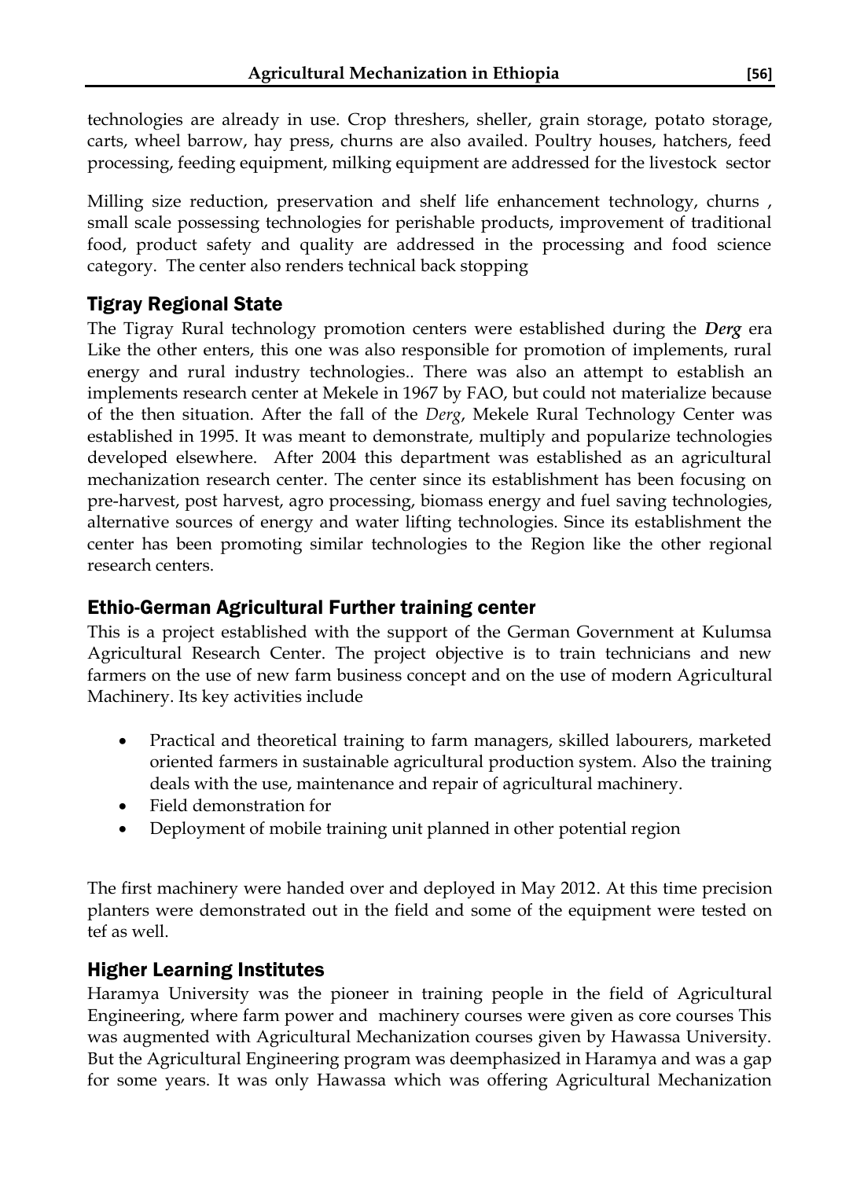technologies are already in use. Crop threshers, sheller, grain storage, potato storage, carts, wheel barrow, hay press, churns are also availed. Poultry houses, hatchers, feed processing, feeding equipment, milking equipment are addressed for the livestock sector

Milling size reduction, preservation and shelf life enhancement technology, churns , small scale possessing technologies for perishable products, improvement of traditional food, product safety and quality are addressed in the processing and food science category. The center also renders technical back stopping

## Tigray Regional State

The Tigray Rural technology promotion centers were established during the ***Derg*** era Like the other enters, this one was also responsible for promotion of implements, rural energy and rural industry technologies.. There was also an attempt to establish an implements research center at Mekele in 1967 by FAO, but could not materialize because of the then situation. After the fall of the *Derg*, Mekele Rural Technology Center was established in 1995. It was meant to demonstrate, multiply and popularize technologies developed elsewhere. After 2004 this department was established as an agricultural mechanization research center. The center since its establishment has been focusing on pre-harvest, post harvest, agro processing, biomass energy and fuel saving technologies, alternative sources of energy and water lifting technologies. Since its establishment the center has been promoting similar technologies to the Region like the other regional research centers.

## Ethio-German Agricultural Further training center

This is a project established with the support of the German Government at Kulumsa Agricultural Research Center. The project objective is to train technicians and new farmers on the use of new farm business concept and on the use of modern Agricultural Machinery. Its key activities include

- Practical and theoretical training to farm managers, skilled labourers, marketed oriented farmers in sustainable agricultural production system. Also the training deals with the use, maintenance and repair of agricultural machinery.
- Field demonstration for
- Deployment of mobile training unit planned in other potential region

The first machinery were handed over and deployed in May 2012. At this time precision planters were demonstrated out in the field and some of the equipment were tested on tef as well.

## Higher Learning Institutes

Haramya University was the pioneer in training people in the field of Agricultural Engineering, where farm power and machinery courses were given as core courses This was augmented with Agricultural Mechanization courses given by Hawassa University. But the Agricultural Engineering program was deemphasized in Haramya and was a gap for some years. It was only Hawassa which was offering Agricultural Mechanization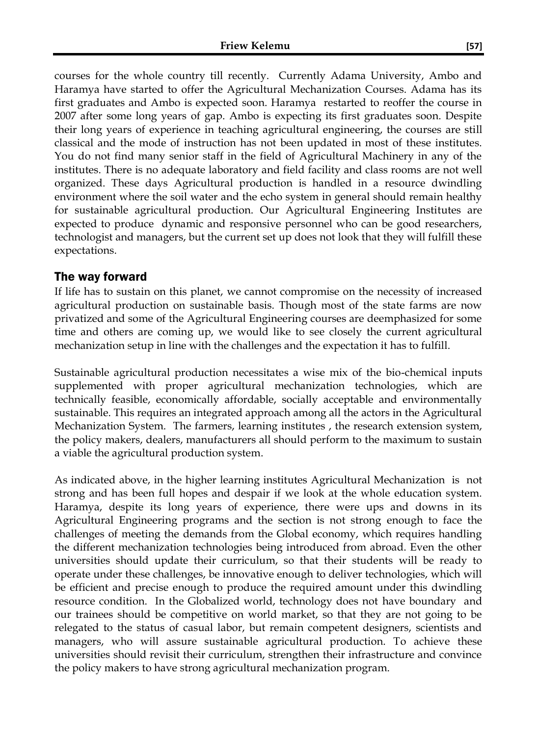courses for the whole country till recently. Currently Adama University, Ambo and Haramya have started to offer the Agricultural Mechanization Courses. Adama has its first graduates and Ambo is expected soon. Haramya restarted to reoffer the course in 2007 after some long years of gap. Ambo is expecting its first graduates soon. Despite their long years of experience in teaching agricultural engineering, the courses are still classical and the mode of instruction has not been updated in most of these institutes. You do not find many senior staff in the field of Agricultural Machinery in any of the institutes. There is no adequate laboratory and field facility and class rooms are not well organized. These days Agricultural production is handled in a resource dwindling environment where the soil water and the echo system in general should remain healthy for sustainable agricultural production. Our Agricultural Engineering Institutes are expected to produce dynamic and responsive personnel who can be good researchers, technologist and managers, but the current set up does not look that they will fulfill these expectations.

## The way forward

If life has to sustain on this planet, we cannot compromise on the necessity of increased agricultural production on sustainable basis. Though most of the state farms are now privatized and some of the Agricultural Engineering courses are deemphasized for some time and others are coming up, we would like to see closely the current agricultural mechanization setup in line with the challenges and the expectation it has to fulfill.

Sustainable agricultural production necessitates a wise mix of the bio-chemical inputs supplemented with proper agricultural mechanization technologies, which are technically feasible, economically affordable, socially acceptable and environmentally sustainable. This requires an integrated approach among all the actors in the Agricultural Mechanization System. The farmers, learning institutes , the research extension system, the policy makers, dealers, manufacturers all should perform to the maximum to sustain a viable the agricultural production system.

As indicated above, in the higher learning institutes Agricultural Mechanization is not strong and has been full hopes and despair if we look at the whole education system. Haramya, despite its long years of experience, there were ups and downs in its Agricultural Engineering programs and the section is not strong enough to face the challenges of meeting the demands from the Global economy, which requires handling the different mechanization technologies being introduced from abroad. Even the other universities should update their curriculum, so that their students will be ready to operate under these challenges, be innovative enough to deliver technologies, which will be efficient and precise enough to produce the required amount under this dwindling resource condition. In the Globalized world, technology does not have boundary and our trainees should be competitive on world market, so that they are not going to be relegated to the status of casual labor, but remain competent designers, scientists and managers, who will assure sustainable agricultural production. To achieve these universities should revisit their curriculum, strengthen their infrastructure and convince the policy makers to have strong agricultural mechanization program.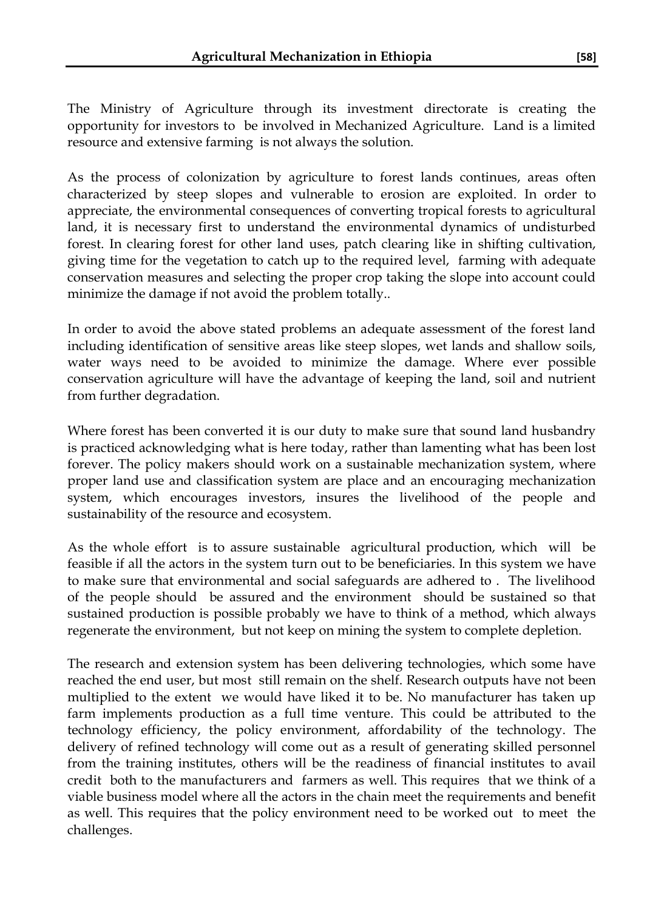The Ministry of Agriculture through its investment directorate is creating the opportunity for investors to be involved in Mechanized Agriculture. Land is a limited resource and extensive farming is not always the solution.

As the process of colonization by agriculture to forest lands continues, areas often characterized by steep slopes and vulnerable to erosion are exploited. In order to appreciate, the environmental consequences of converting tropical forests to agricultural land, it is necessary first to understand the environmental dynamics of undisturbed forest. In clearing forest for other land uses, patch clearing like in shifting cultivation, giving time for the vegetation to catch up to the required level, farming with adequate conservation measures and selecting the proper crop taking the slope into account could minimize the damage if not avoid the problem totally..

In order to avoid the above stated problems an adequate assessment of the forest land including identification of sensitive areas like steep slopes, wet lands and shallow soils, water ways need to be avoided to minimize the damage. Where ever possible conservation agriculture will have the advantage of keeping the land, soil and nutrient from further degradation.

Where forest has been converted it is our duty to make sure that sound land husbandry is practiced acknowledging what is here today, rather than lamenting what has been lost forever. The policy makers should work on a sustainable mechanization system, where proper land use and classification system are place and an encouraging mechanization system, which encourages investors, insures the livelihood of the people and sustainability of the resource and ecosystem.

As the whole effort is to assure sustainable agricultural production, which will be feasible if all the actors in the system turn out to be beneficiaries. In this system we have to make sure that environmental and social safeguards are adhered to . The livelihood of the people should be assured and the environment should be sustained so that sustained production is possible probably we have to think of a method, which always regenerate the environment, but not keep on mining the system to complete depletion.

The research and extension system has been delivering technologies, which some have reached the end user, but most still remain on the shelf. Research outputs have not been multiplied to the extent we would have liked it to be. No manufacturer has taken up farm implements production as a full time venture. This could be attributed to the technology efficiency, the policy environment, affordability of the technology. The delivery of refined technology will come out as a result of generating skilled personnel from the training institutes, others will be the readiness of financial institutes to avail credit both to the manufacturers and farmers as well. This requires that we think of a viable business model where all the actors in the chain meet the requirements and benefit as well. This requires that the policy environment need to be worked out to meet the challenges.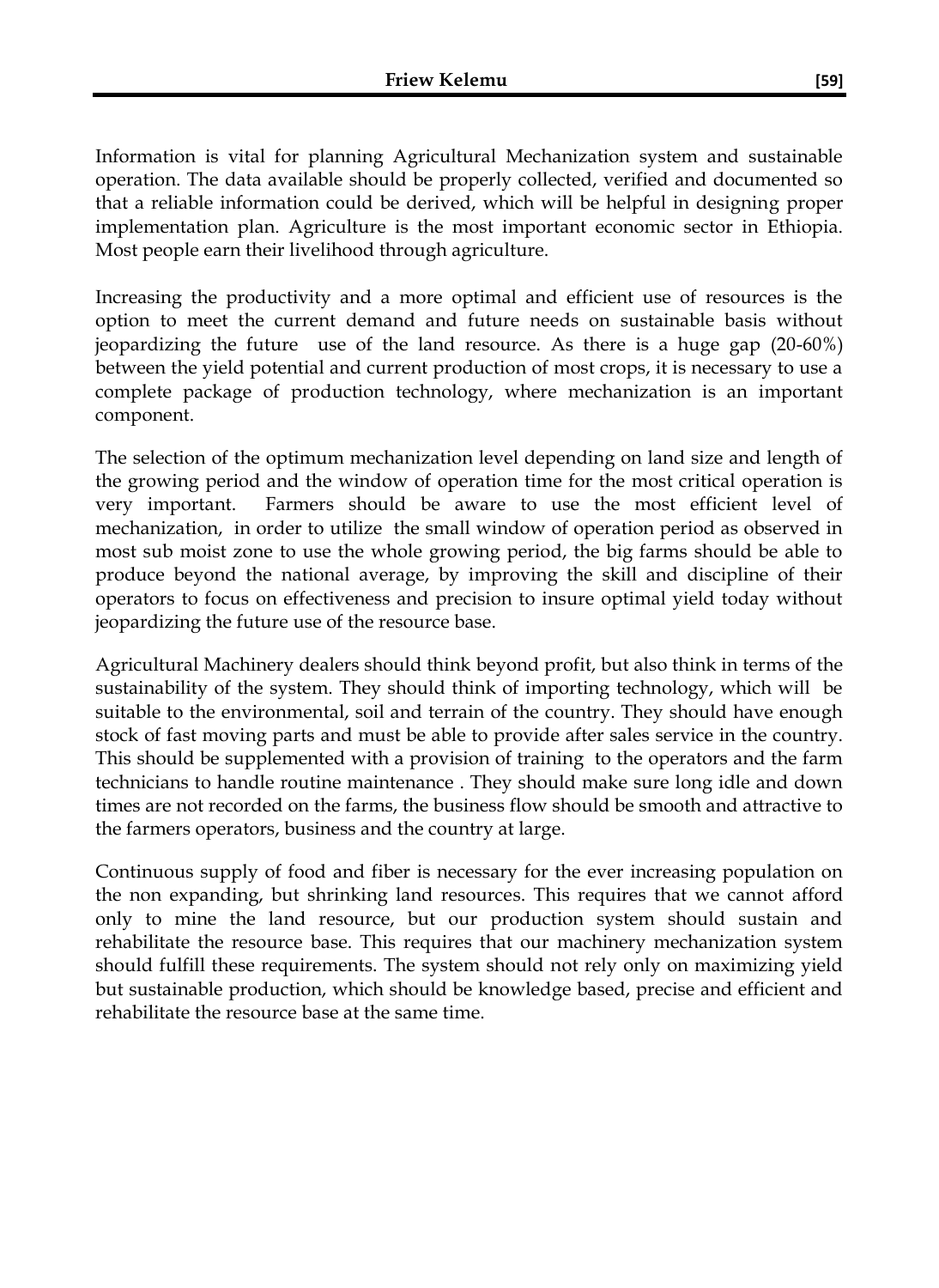Information is vital for planning Agricultural Mechanization system and sustainable operation. The data available should be properly collected, verified and documented so that a reliable information could be derived, which will be helpful in designing proper implementation plan. Agriculture is the most important economic sector in Ethiopia. Most people earn their livelihood through agriculture.

Increasing the productivity and a more optimal and efficient use of resources is the option to meet the current demand and future needs on sustainable basis without jeopardizing the future use of the land resource. As there is a huge gap (20-60%) between the yield potential and current production of most crops, it is necessary to use a complete package of production technology, where mechanization is an important component.

The selection of the optimum mechanization level depending on land size and length of the growing period and the window of operation time for the most critical operation is very important. Farmers should be aware to use the most efficient level of mechanization, in order to utilize the small window of operation period as observed in most sub moist zone to use the whole growing period, the big farms should be able to produce beyond the national average, by improving the skill and discipline of their operators to focus on effectiveness and precision to insure optimal yield today without jeopardizing the future use of the resource base.

Agricultural Machinery dealers should think beyond profit, but also think in terms of the sustainability of the system. They should think of importing technology, which will be suitable to the environmental, soil and terrain of the country. They should have enough stock of fast moving parts and must be able to provide after sales service in the country. This should be supplemented with a provision of training to the operators and the farm technicians to handle routine maintenance . They should make sure long idle and down times are not recorded on the farms, the business flow should be smooth and attractive to the farmers operators, business and the country at large.

Continuous supply of food and fiber is necessary for the ever increasing population on the non expanding, but shrinking land resources. This requires that we cannot afford only to mine the land resource, but our production system should sustain and rehabilitate the resource base. This requires that our machinery mechanization system should fulfill these requirements. The system should not rely only on maximizing yield but sustainable production, which should be knowledge based, precise and efficient and rehabilitate the resource base at the same time.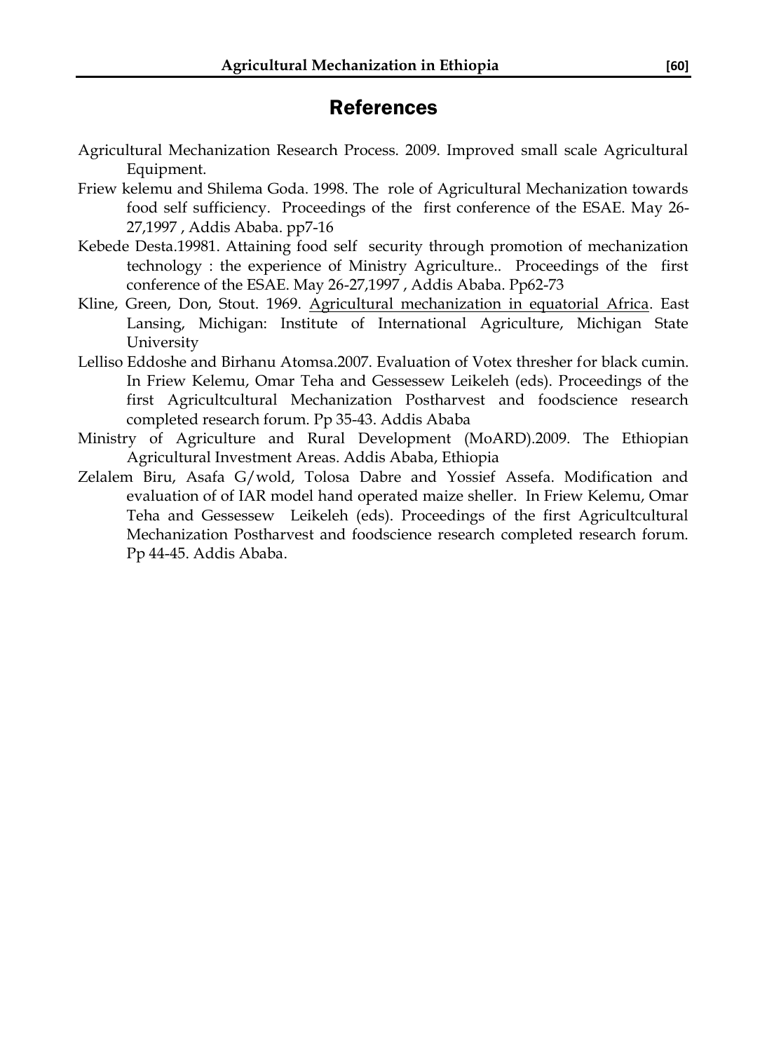## References

Agricultural Mechanization Research Process. 2009. Improved small scale Agricultural Equipment.

Friew kelemu and Shilema Goda. 1998. The role of Agricultural Mechanization towards food self sufficiency. Proceedings of the first conference of the ESAE. May 26-27,1997 , Addis Ababa. pp7-16

Kebede Desta.19981. Attaining food self security through promotion of mechanization technology : the experience of Ministry Agriculture.. Proceedings of the first conference of the ESAE. May 26-27,1997 , Addis Ababa. Pp62-73

Kline, Green, Don, Stout. 1969. Agricultural mechanization in equatorial Africa. East Lansing, Michigan: Institute of International Agriculture, Michigan State University

Lelliso Eddoshe and Birhanu Atomsa.2007. Evaluation of Votex thresher for black cumin. In Friew Kelemu, Omar Teha and Gessessew Leikeleh (eds). Proceedings of the first Agricultcultural Mechanization Postharvest and foodscience research completed research forum. Pp 35-43. Addis Ababa

Ministry of Agriculture and Rural Development (MoARD).2009. The Ethiopian Agricultural Investment Areas. Addis Ababa, Ethiopia

Zelalem Biru, Asafa G/wold, Tolosa Dabre and Yossief Assefa. Modification and evaluation of of IAR model hand operated maize sheller. In Friew Kelemu, Omar Teha and Gessessew Leikeleh (eds). Proceedings of the first Agricultcultural Mechanization Postharvest and foodscience research completed research forum. Pp 44-45. Addis Ababa.